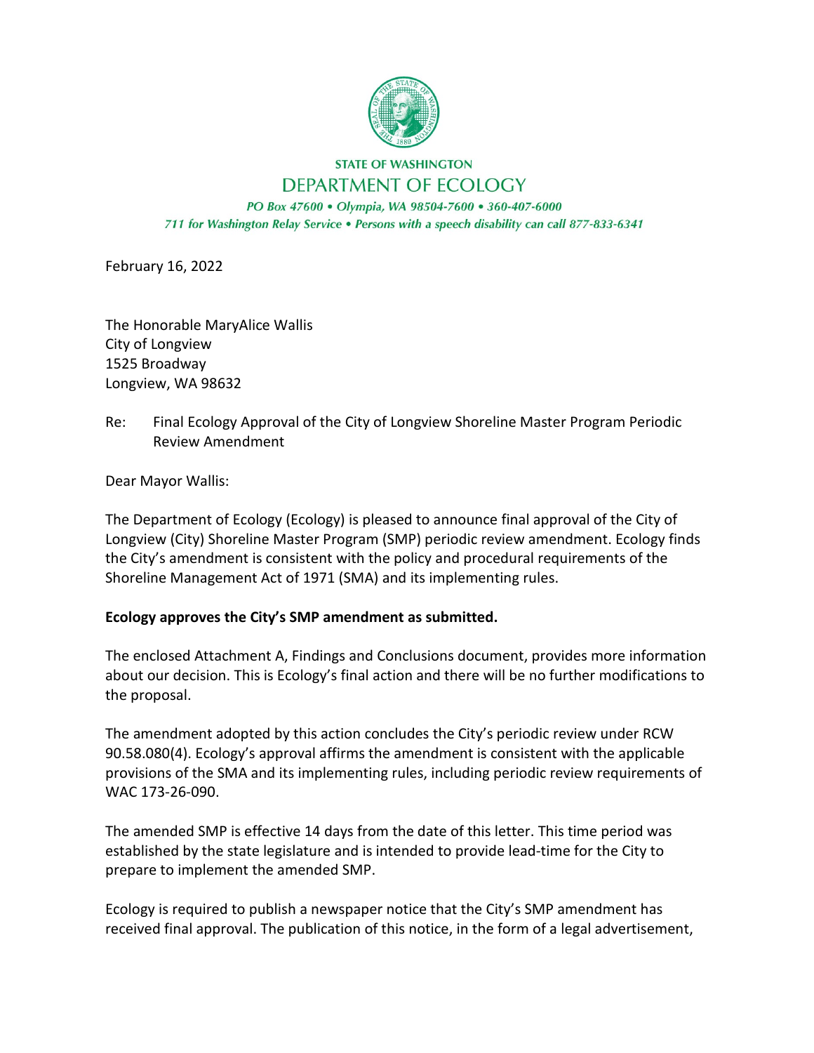**STATE OF WASHINGTON**

**DEPARTMENT OF ECOLOGY**

*PO Box 47600 • Olympia, WA 98504-7600 • 360-407-6000*

*711 for Washington Relay Service • Persons with a speech disability can call 877-833-6341*

February 16, 2022

The Honorable MaryAlice Wallis
City of Longview
1525 Broadway
Longview, WA 98632

Re: Final Ecology Approval of the City of Longview Shoreline Master Program Periodic Review Amendment

Dear Mayor Wallis:

The Department of Ecology (Ecology) is pleased to announce final approval of the City of Longview (City) Shoreline Master Program (SMP) periodic review amendment. Ecology finds the City's amendment is consistent with the policy and procedural requirements of the Shoreline Management Act of 1971 (SMA) and its implementing rules.

**Ecology approves the City's SMP amendment as submitted.**

The enclosed Attachment A, Findings and Conclusions document, provides more information about our decision. This is Ecology's final action and there will be no further modifications to the proposal.

The amendment adopted by this action concludes the City's periodic review under RCW 90.58.080(4). Ecology's approval affirms the amendment is consistent with the applicable provisions of the SMA and its implementing rules, including periodic review requirements of WAC 173-26-090.

The amended SMP is effective 14 days from the date of this letter. This time period was established by the state legislature and is intended to provide lead-time for the City to prepare to implement the amended SMP.

Ecology is required to publish a newspaper notice that the City's SMP amendment has received final approval. The publication of this notice, in the form of a legal advertisement,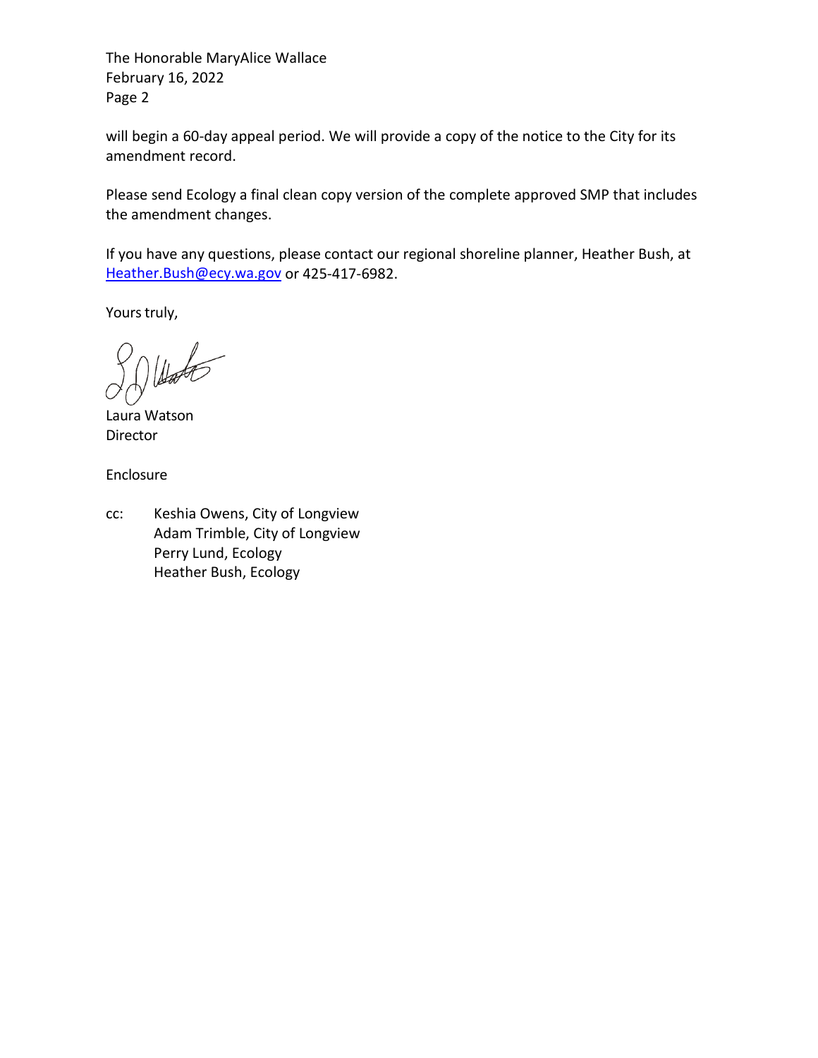will begin a 60-day appeal period. We will provide a copy of the notice to the City for its amendment record.

Please send Ecology a final clean copy version of the complete approved SMP that includes the amendment changes.

If you have any questions, please contact our regional shoreline planner, Heather Bush, at Heather.Bush@ecy.wa.gov or 425-417-6982.

Yours truly,

Laura Watson
Director

Enclosure

cc: Keshia Owens, City of Longview
Adam Trimble, City of Longview
Perry Lund, Ecology
Heather Bush, Ecology